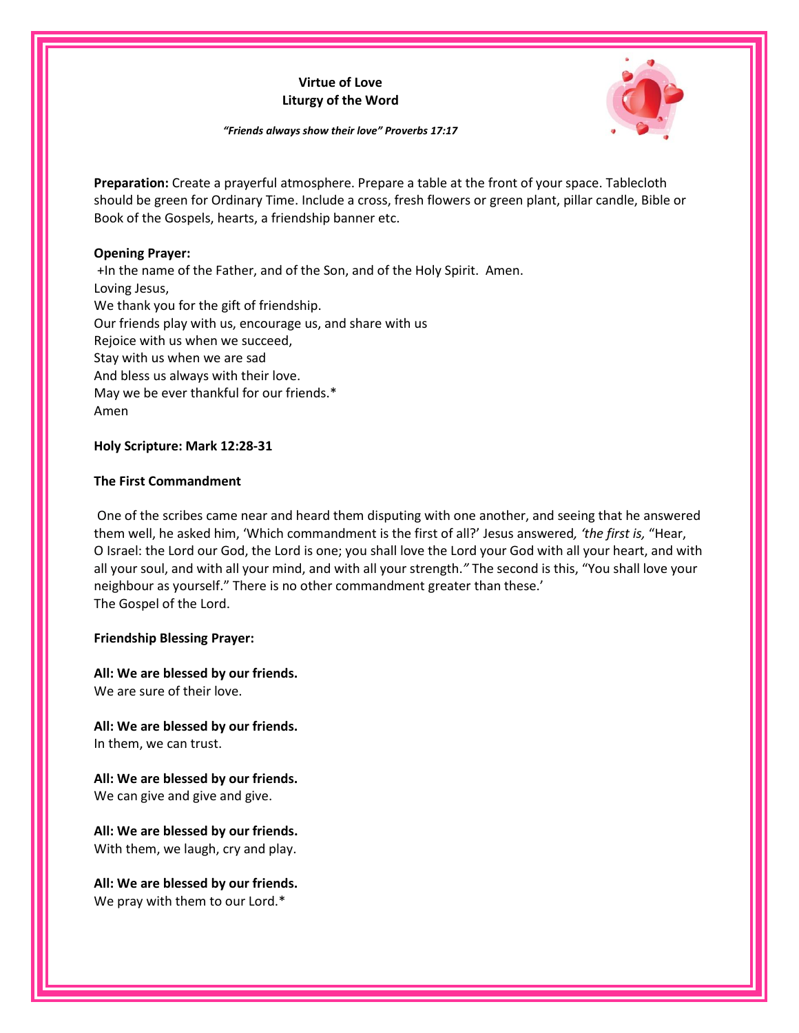# Virtue of Love
## Liturgy of the Word

*"Friends always show their love" Proverbs 17:17*

**Preparation:** Create a prayerful atmosphere. Prepare a table at the front of your space. Tablecloth should be green for Ordinary Time. Include a cross, fresh flowers or green plant, pillar candle, Bible or Book of the Gospels, hearts, a friendship banner etc.

**Opening Prayer:**

+In the name of the Father, and of the Son, and of the Holy Spirit. Amen.
Loving Jesus,
We thank you for the gift of friendship.
Our friends play with us, encourage us, and share with us
Rejoice with us when we succeed,
Stay with us when we are sad
And bless us always with their love.
May we be ever thankful for our friends.*
Amen

**Holy Scripture: Mark 12:28-31**

**The First Commandment**

One of the scribes came near and heard them disputing with one another, and seeing that he answered them well, he asked him, 'Which commandment is the first of all?' Jesus answered*, 'the first is,* "Hear, O Israel: the Lord our God, the Lord is one; you shall love the Lord your God with all your heart, and with all your soul, and with all your mind, and with all your strength.*"* The second is this, "You shall love your neighbour as yourself." There is no other commandment greater than these.'
The Gospel of the Lord.

**Friendship Blessing Prayer:**

**All: We are blessed by our friends.**
We are sure of their love.

**All: We are blessed by our friends.**
In them, we can trust.

**All: We are blessed by our friends.**
We can give and give and give.

**All: We are blessed by our friends.**
With them, we laugh, cry and play.

**All: We are blessed by our friends.**
We pray with them to our Lord.*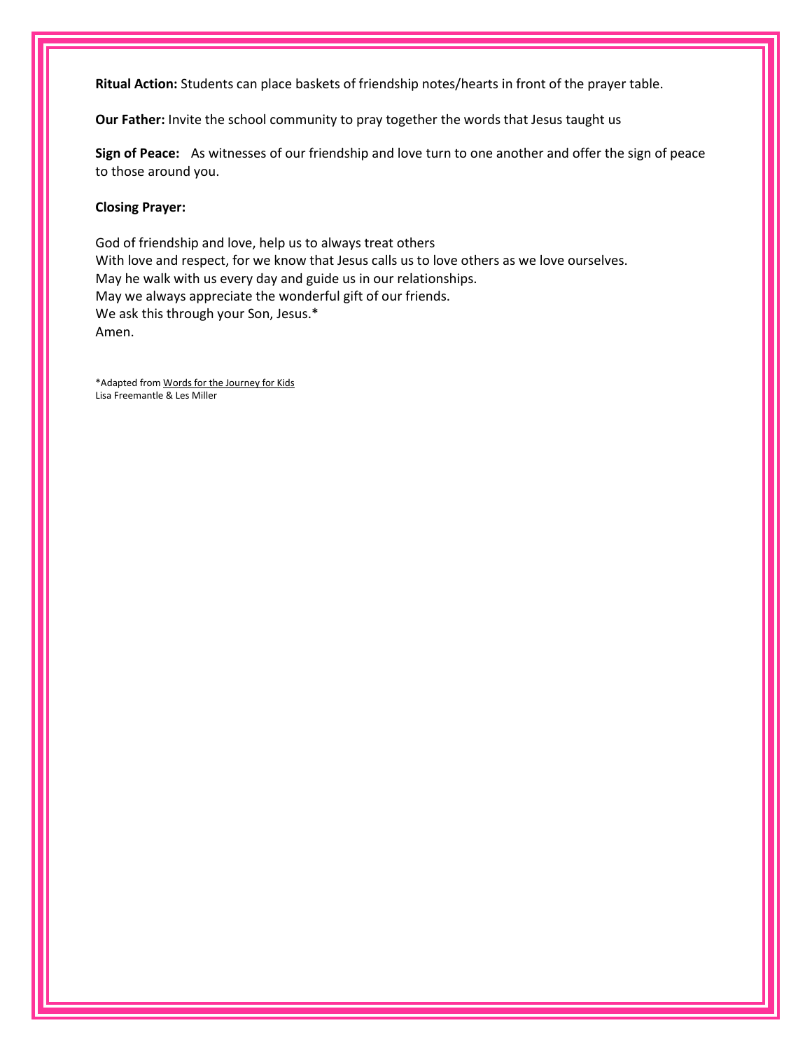**Ritual Action:** Students can place baskets of friendship notes/hearts in front of the prayer table.

**Our Father:** Invite the school community to pray together the words that Jesus taught us

**Sign of Peace:** As witnesses of our friendship and love turn to one another and offer the sign of peace to those around you.

**Closing Prayer:**

God of friendship and love, help us to always treat others
With love and respect, for we know that Jesus calls us to love others as we love ourselves.
May he walk with us every day and guide us in our relationships.
May we always appreciate the wonderful gift of our friends.
We ask this through your Son, Jesus.*
Amen.

*Adapted from Words for the Journey for Kids
Lisa Freemantle & Les Miller